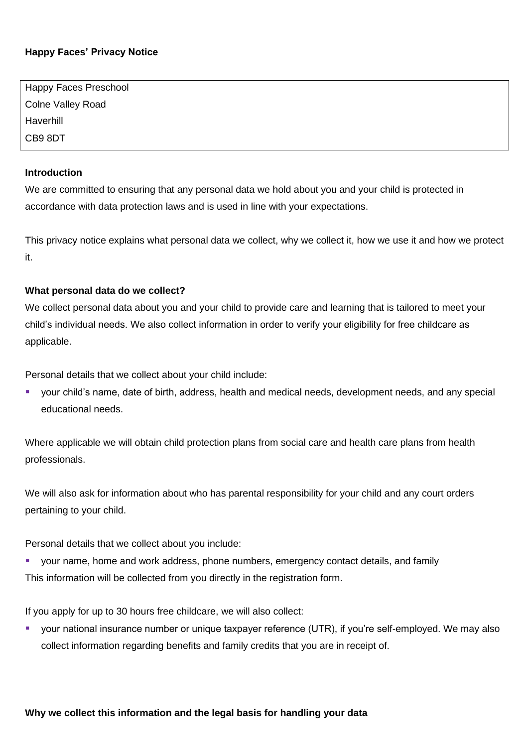**Happy Faces' Privacy Notice**

| Happy Faces Preschool<br>Colne Valley Road<br>Haverhill<br>CB9 8DT |
|---|

**Introduction**

We are committed to ensuring that any personal data we hold about you and your child is protected in accordance with data protection laws and is used in line with your expectations.

This privacy notice explains what personal data we collect, why we collect it, how we use it and how we protect it.

**What personal data do we collect?**

We collect personal data about you and your child to provide care and learning that is tailored to meet your child's individual needs. We also collect information in order to verify your eligibility for free childcare as applicable.

Personal details that we collect about your child include:

- your child's name, date of birth, address, health and medical needs, development needs, and any special educational needs.

Where applicable we will obtain child protection plans from social care and health care plans from health professionals.

We will also ask for information about who has parental responsibility for your child and any court orders pertaining to your child.

Personal details that we collect about you include:

- your name, home and work address, phone numbers, emergency contact details, and family

This information will be collected from you directly in the registration form.

If you apply for up to 30 hours free childcare, we will also collect:

- your national insurance number or unique taxpayer reference (UTR), if you're self-employed. We may also collect information regarding benefits and family credits that you are in receipt of.

**Why we collect this information and the legal basis for handling your data**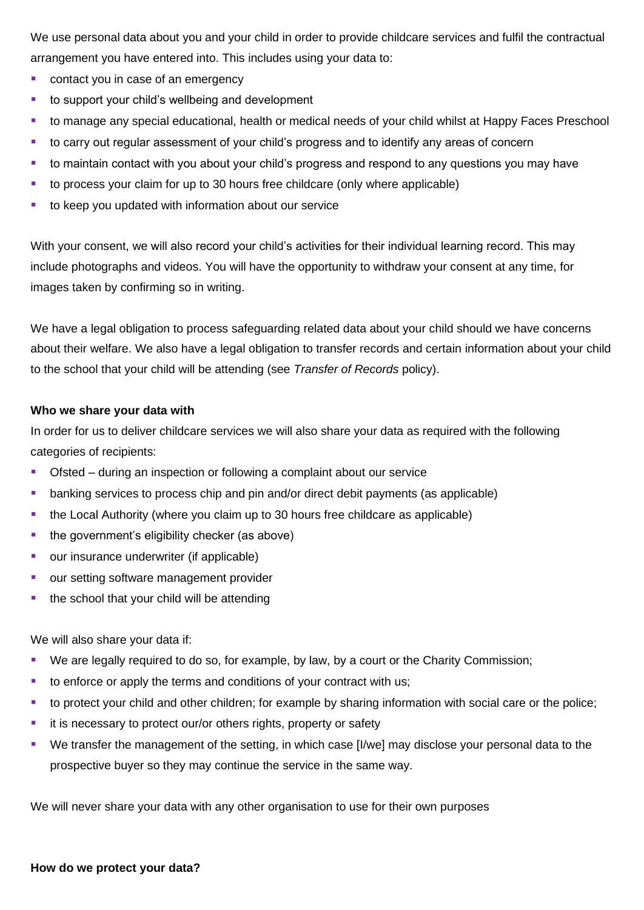We use personal data about you and your child in order to provide childcare services and fulfil the contractual arrangement you have entered into. This includes using your data to:

- contact you in case of an emergency
- to support your child's wellbeing and development
- to manage any special educational, health or medical needs of your child whilst at Happy Faces Preschool
- to carry out regular assessment of your child's progress and to identify any areas of concern
- to maintain contact with you about your child's progress and respond to any questions you may have
- to process your claim for up to 30 hours free childcare (only where applicable)
- to keep you updated with information about our service

With your consent, we will also record your child's activities for their individual learning record. This may include photographs and videos. You will have the opportunity to withdraw your consent at any time, for images taken by confirming so in writing.

We have a legal obligation to process safeguarding related data about your child should we have concerns about their welfare. We also have a legal obligation to transfer records and certain information about your child to the school that your child will be attending (see *Transfer of Records* policy).

**Who we share your data with**

In order for us to deliver childcare services we will also share your data as required with the following categories of recipients:

- Ofsted – during an inspection or following a complaint about our service
- banking services to process chip and pin and/or direct debit payments (as applicable)
- the Local Authority (where you claim up to 30 hours free childcare as applicable)
- the government's eligibility checker (as above)
- our insurance underwriter (if applicable)
- our setting software management provider
- the school that your child will be attending

We will also share your data if:

- We are legally required to do so, for example, by law, by a court or the Charity Commission;
- to enforce or apply the terms and conditions of your contract with us;
- to protect your child and other children; for example by sharing information with social care or the police;
- it is necessary to protect our/or others rights, property or safety
- We transfer the management of the setting, in which case [I/we] may disclose your personal data to the prospective buyer so they may continue the service in the same way.

We will never share your data with any other organisation to use for their own purposes

**How do we protect your data?**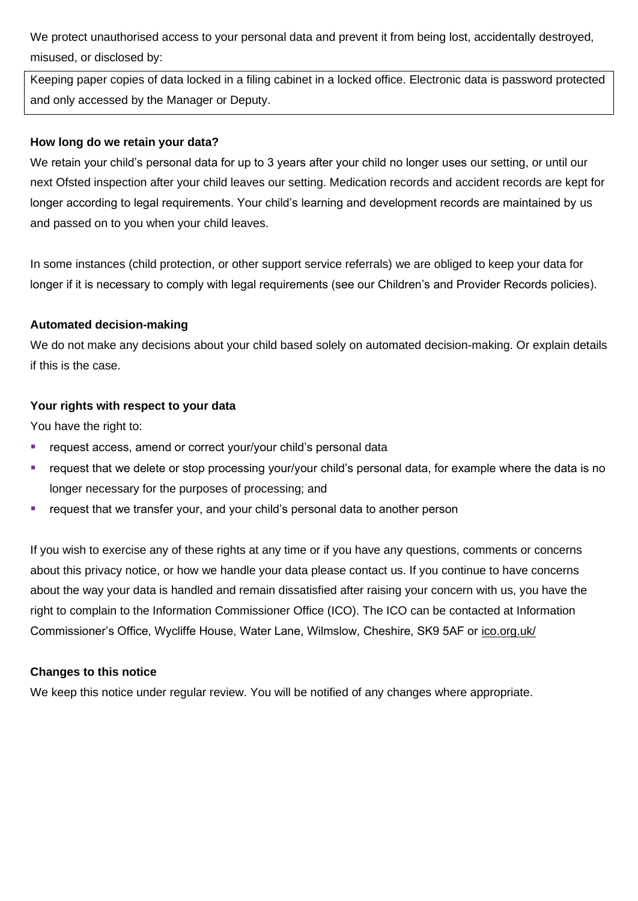We protect unauthorised access to your personal data and prevent it from being lost, accidentally destroyed, misused, or disclosed by:

| |
|---|
| Keeping paper copies of data locked in a filing cabinet in a locked office. Electronic data is password protected and only accessed by the Manager or Deputy. |

**How long do we retain your data?**

We retain your child's personal data for up to 3 years after your child no longer uses our setting, or until our next Ofsted inspection after your child leaves our setting. Medication records and accident records are kept for longer according to legal requirements. Your child's learning and development records are maintained by us and passed on to you when your child leaves.

In some instances (child protection, or other support service referrals) we are obliged to keep your data for longer if it is necessary to comply with legal requirements (see our Children's and Provider Records policies).

**Automated decision-making**

We do not make any decisions about your child based solely on automated decision-making. Or explain details if this is the case.

**Your rights with respect to your data**

You have the right to:

- request access, amend or correct your/your child's personal data
- request that we delete or stop processing your/your child's personal data, for example where the data is no longer necessary for the purposes of processing; and
- request that we transfer your, and your child's personal data to another person

If you wish to exercise any of these rights at any time or if you have any questions, comments or concerns about this privacy notice, or how we handle your data please contact us. If you continue to have concerns about the way your data is handled and remain dissatisfied after raising your concern with us, you have the right to complain to the Information Commissioner Office (ICO). The ICO can be contacted at Information Commissioner's Office, Wycliffe House, Water Lane, Wilmslow, Cheshire, SK9 5AF or ico.org.uk/

**Changes to this notice**

We keep this notice under regular review. You will be notified of any changes where appropriate.